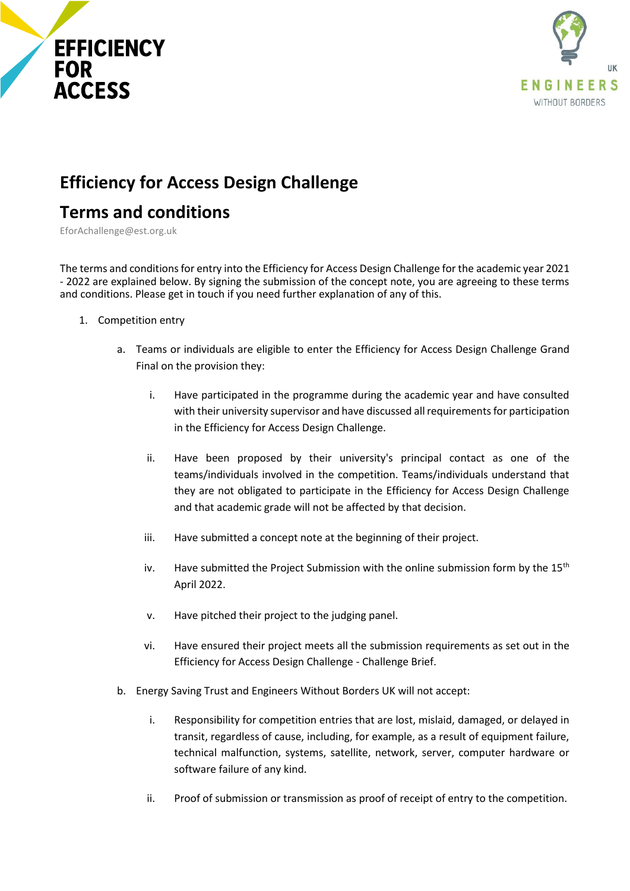# Efficiency for Access Design Challenge

# Terms and conditions

EforAchallenge@est.org.uk

The terms and conditions for entry into the Efficiency for Access Design Challenge for the academic year 2021 - 2022 are explained below. By signing the submission of the concept note, you are agreeing to these terms and conditions. Please get in touch if you need further explanation of any of this.

1. Competition entry

   a. Teams or individuals are eligible to enter the Efficiency for Access Design Challenge Grand Final on the provision they:

      i. Have participated in the programme during the academic year and have consulted with their university supervisor and have discussed all requirements for participation in the Efficiency for Access Design Challenge.

      ii. Have been proposed by their university's principal contact as one of the teams/individuals involved in the competition. Teams/individuals understand that they are not obligated to participate in the Efficiency for Access Design Challenge and that academic grade will not be affected by that decision.

      iii. Have submitted a concept note at the beginning of their project.

      iv. Have submitted the Project Submission with the online submission form by the 15th April 2022.

      v. Have pitched their project to the judging panel.

      vi. Have ensured their project meets all the submission requirements as set out in the Efficiency for Access Design Challenge - Challenge Brief.

   b. Energy Saving Trust and Engineers Without Borders UK will not accept:

      i. Responsibility for competition entries that are lost, mislaid, damaged, or delayed in transit, regardless of cause, including, for example, as a result of equipment failure, technical malfunction, systems, satellite, network, server, computer hardware or software failure of any kind.

      ii. Proof of submission or transmission as proof of receipt of entry to the competition.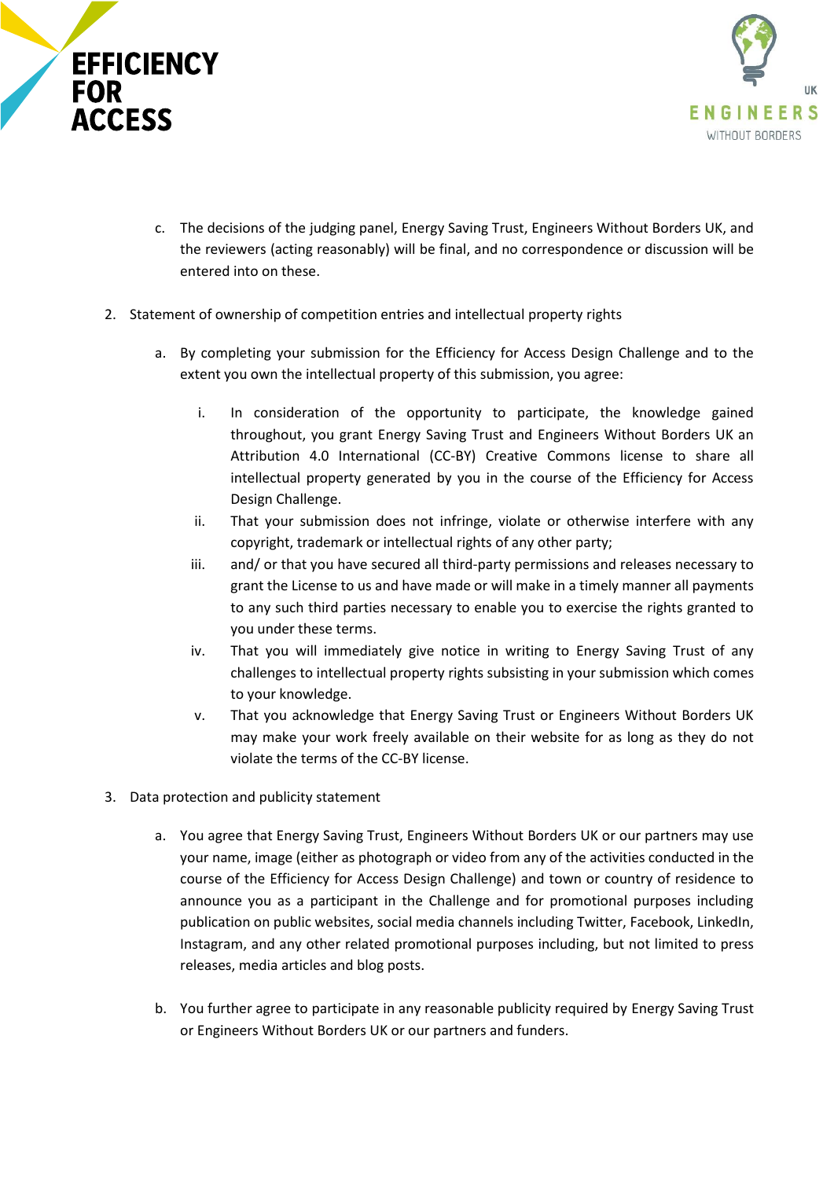c. The decisions of the judging panel, Energy Saving Trust, Engineers Without Borders UK, and the reviewers (acting reasonably) will be final, and no correspondence or discussion will be entered into on these.

2. Statement of ownership of competition entries and intellectual property rights

   a. By completing your submission for the Efficiency for Access Design Challenge and to the extent you own the intellectual property of this submission, you agree:

      i. In consideration of the opportunity to participate, the knowledge gained throughout, you grant Energy Saving Trust and Engineers Without Borders UK an Attribution 4.0 International (CC-BY) Creative Commons license to share all intellectual property generated by you in the course of the Efficiency for Access Design Challenge.
      ii. That your submission does not infringe, violate or otherwise interfere with any copyright, trademark or intellectual rights of any other party;
      iii. and/ or that you have secured all third-party permissions and releases necessary to grant the License to us and have made or will make in a timely manner all payments to any such third parties necessary to enable you to exercise the rights granted to you under these terms.
      iv. That you will immediately give notice in writing to Energy Saving Trust of any challenges to intellectual property rights subsisting in your submission which comes to your knowledge.
      v. That you acknowledge that Energy Saving Trust or Engineers Without Borders UK may make your work freely available on their website for as long as they do not violate the terms of the CC-BY license.

3. Data protection and publicity statement

   a. You agree that Energy Saving Trust, Engineers Without Borders UK or our partners may use your name, image (either as photograph or video from any of the activities conducted in the course of the Efficiency for Access Design Challenge) and town or country of residence to announce you as a participant in the Challenge and for promotional purposes including publication on public websites, social media channels including Twitter, Facebook, LinkedIn, Instagram, and any other related promotional purposes including, but not limited to press releases, media articles and blog posts.

   b. You further agree to participate in any reasonable publicity required by Energy Saving Trust or Engineers Without Borders UK or our partners and funders.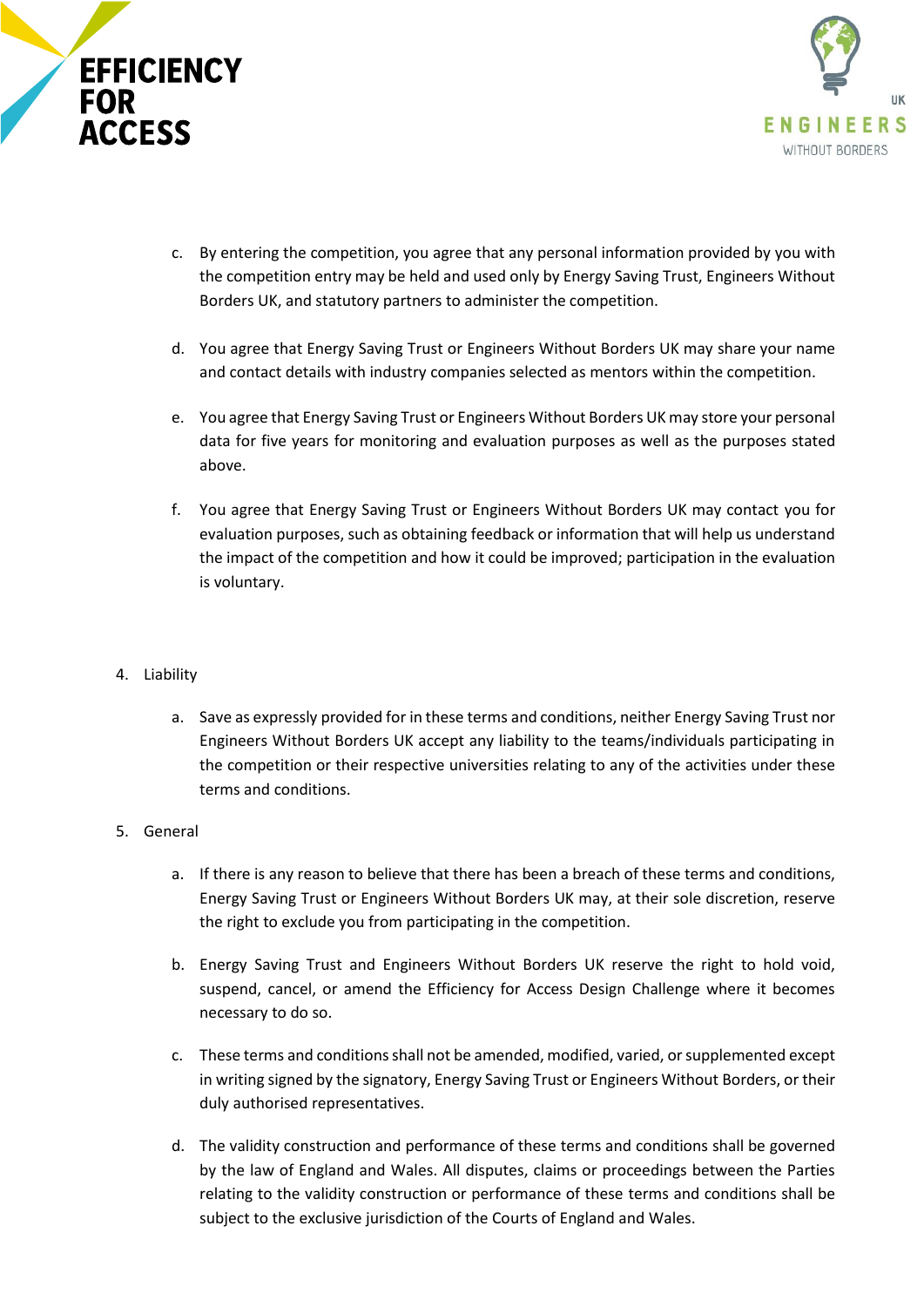c. By entering the competition, you agree that any personal information provided by you with the competition entry may be held and used only by Energy Saving Trust, Engineers Without Borders UK, and statutory partners to administer the competition.

d. You agree that Energy Saving Trust or Engineers Without Borders UK may share your name and contact details with industry companies selected as mentors within the competition.

e. You agree that Energy Saving Trust or Engineers Without Borders UK may store your personal data for five years for monitoring and evaluation purposes as well as the purposes stated above.

f. You agree that Energy Saving Trust or Engineers Without Borders UK may contact you for evaluation purposes, such as obtaining feedback or information that will help us understand the impact of the competition and how it could be improved; participation in the evaluation is voluntary.

4. Liability

   a. Save as expressly provided for in these terms and conditions, neither Energy Saving Trust nor Engineers Without Borders UK accept any liability to the teams/individuals participating in the competition or their respective universities relating to any of the activities under these terms and conditions.

5. General

   a. If there is any reason to believe that there has been a breach of these terms and conditions, Energy Saving Trust or Engineers Without Borders UK may, at their sole discretion, reserve the right to exclude you from participating in the competition.

   b. Energy Saving Trust and Engineers Without Borders UK reserve the right to hold void, suspend, cancel, or amend the Efficiency for Access Design Challenge where it becomes necessary to do so.

   c. These terms and conditions shall not be amended, modified, varied, or supplemented except in writing signed by the signatory, Energy Saving Trust or Engineers Without Borders, or their duly authorised representatives.

   d. The validity construction and performance of these terms and conditions shall be governed by the law of England and Wales. All disputes, claims or proceedings between the Parties relating to the validity construction or performance of these terms and conditions shall be subject to the exclusive jurisdiction of the Courts of England and Wales.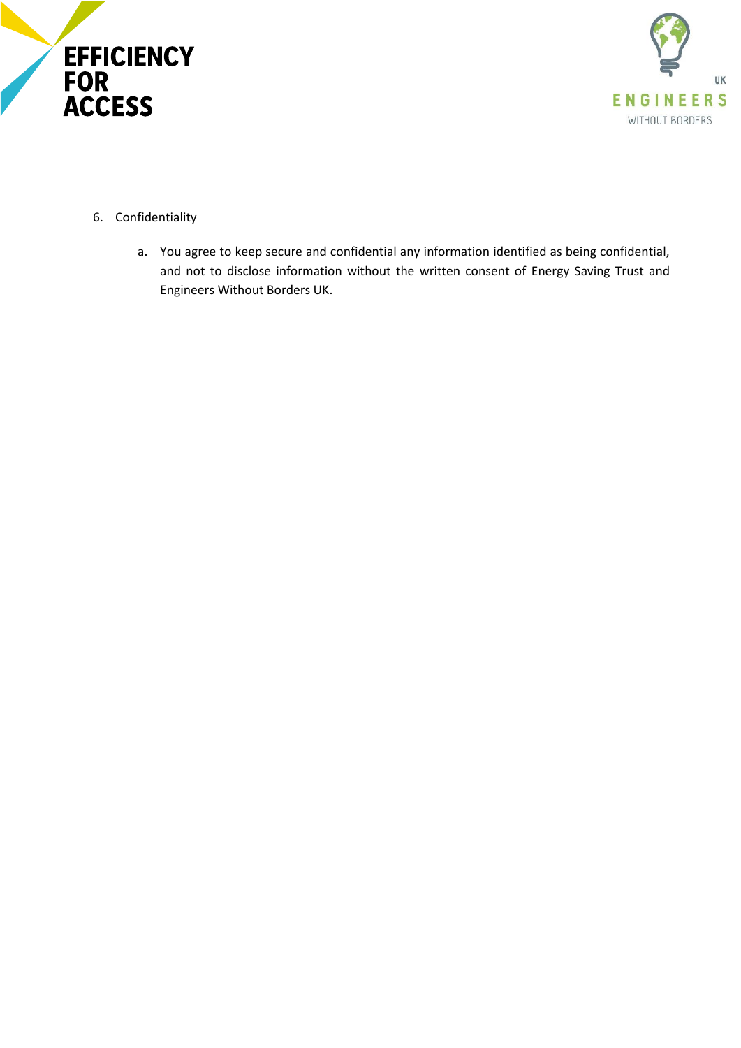6. Confidentiality

    a. You agree to keep secure and confidential any information identified as being confidential, and not to disclose information without the written consent of Energy Saving Trust and Engineers Without Borders UK.